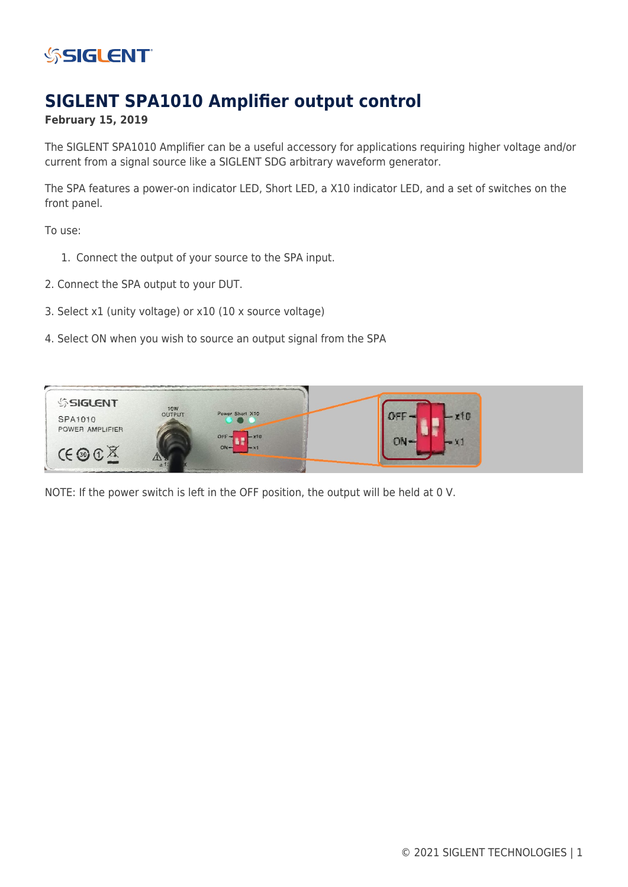# SIGLENT SPA1010 Amplifier output control

**February 15, 2019**

The SIGLENT SPA1010 Amplifier can be a useful accessory for applications requiring higher voltage and/or current from a signal source like a SIGLENT SDG arbitrary waveform generator.

The SPA features a power-on indicator LED, Short LED, a X10 indicator LED, and a set of switches on the front panel.

To use:

1. Connect the output of your source to the SPA input.

2. Connect the SPA output to your DUT.

3. Select x1 (unity voltage) or x10 (10 x source voltage)

4. Select ON when you wish to source an output signal from the SPA

NOTE: If the power switch is left in the OFF position, the output will be held at 0 V.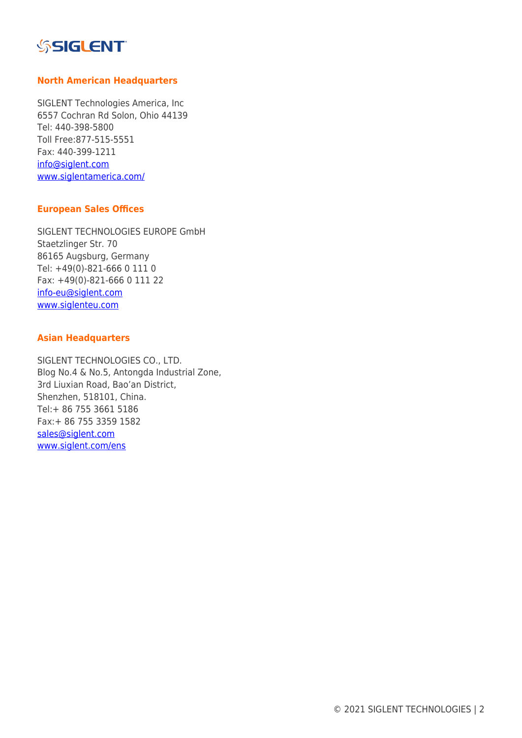SIGLENT

## North American Headquarters

SIGLENT Technologies America, Inc
6557 Cochran Rd Solon, Ohio 44139
Tel: 440-398-5800
Toll Free:877-515-5551
Fax: 440-399-1211
info@siglent.com
www.siglentamerica.com/

## European Sales Offices

SIGLENT TECHNOLOGIES EUROPE GmbH
Staetzlinger Str. 70
86165 Augsburg, Germany
Tel: +49(0)-821-666 0 111 0
Fax: +49(0)-821-666 0 111 22
info-eu@siglent.com
www.siglenteu.com

## Asian Headquarters

SIGLENT TECHNOLOGIES CO., LTD.
Blog No.4 & No.5, Antongda Industrial Zone,
3rd Liuxian Road, Bao'an District,
Shenzhen, 518101, China.
Tel:+ 86 755 3661 5186
Fax:+ 86 755 3359 1582
sales@siglent.com
www.siglent.com/ens